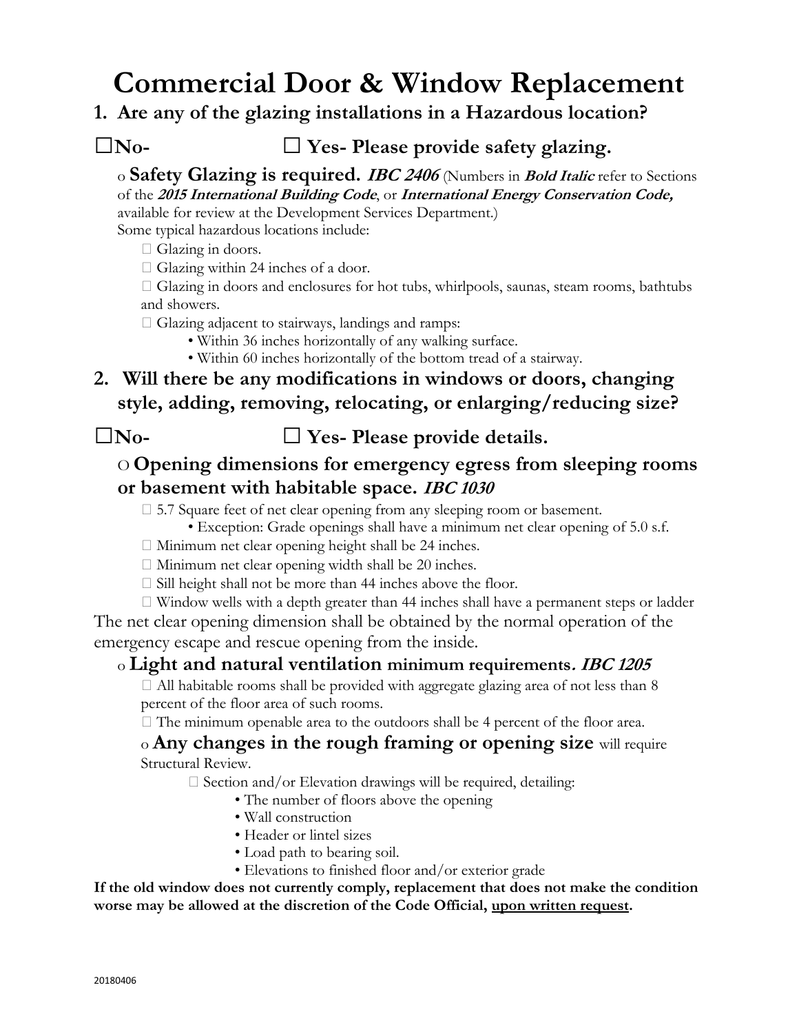# Commercial Door & Window Replacement

## 1. Are any of the glazing installations in a Hazardous location?

## ☐No- ☐ Yes- Please provide safety glazing.

o **Safety Glazing is required.** ***IBC 2406*** (Numbers in ***Bold Italic*** refer to Sections of the ***2015 International Building Code***, or ***International Energy Conservation Code,*** available for review at the Development Services Department.)

Some typical hazardous locations include:

-  Glazing in doors.
-  Glazing within 24 inches of a door.
-  Glazing in doors and enclosures for hot tubs, whirlpools, saunas, steam rooms, bathtubs and showers.
-  Glazing adjacent to stairways, landings and ramps:
    - Within 36 inches horizontally of any walking surface.
    - Within 60 inches horizontally of the bottom tread of a stairway.

## 2. Will there be any modifications in windows or doors, changing style, adding, removing, relocating, or enlarging/reducing size?

## ☐No- ☐ Yes- Please provide details.

### O Opening dimensions for emergency egress from sleeping rooms or basement with habitable space. *IBC 1030*

-  5.7 Square feet of net clear opening from any sleeping room or basement.
    - Exception: Grade openings shall have a minimum net clear opening of 5.0 s.f.
-  Minimum net clear opening height shall be 24 inches.
-  Minimum net clear opening width shall be 20 inches.
-  Sill height shall not be more than 44 inches above the floor.
-  Window wells with a depth greater than 44 inches shall have a permanent steps or ladder

The net clear opening dimension shall be obtained by the normal operation of the emergency escape and rescue opening from the inside.

### o Light and natural ventilation minimum requirements. *IBC 1205*

-  All habitable rooms shall be provided with aggregate glazing area of not less than 8 percent of the floor area of such rooms.
-  The minimum openable area to the outdoors shall be 4 percent of the floor area.

o **Any changes in the rough framing or opening size** will require Structural Review.

-  Section and/or Elevation drawings will be required, detailing:
    - The number of floors above the opening
    - Wall construction
    - Header or lintel sizes
    - Load path to bearing soil.
    - Elevations to finished floor and/or exterior grade

**If the old window does not currently comply, replacement that does not make the condition worse may be allowed at the discretion of the Code Official, upon written request.**

20180406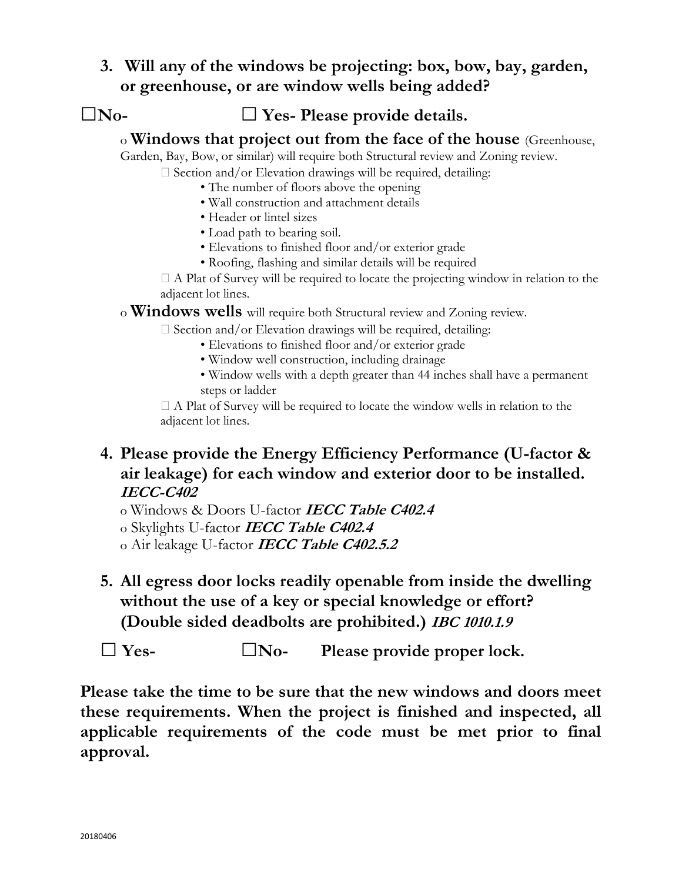3. **Will any of the windows be projecting: box, bow, bay, garden, or greenhouse, or are window wells being added?**

**☐No- ☐ Yes- Please provide details.**

o **Windows that project out from the face of the house** (Greenhouse, Garden, Bay, Bow, or similar) will require both Structural review and Zoning review.

- Section and/or Elevation drawings will be required, detailing:
  - The number of floors above the opening
  - Wall construction and attachment details
  - Header or lintel sizes
  - Load path to bearing soil.
  - Elevations to finished floor and/or exterior grade
  - Roofing, flashing and similar details will be required
- A Plat of Survey will be required to locate the projecting window in relation to the adjacent lot lines.

o **Windows wells** will require both Structural review and Zoning review.

- Section and/or Elevation drawings will be required, detailing:
  - Elevations to finished floor and/or exterior grade
  - Window well construction, including drainage
  - Window wells with a depth greater than 44 inches shall have a permanent steps or ladder
- A Plat of Survey will be required to locate the window wells in relation to the adjacent lot lines.

4. **Please provide the Energy Efficiency Performance (U-factor & air leakage) for each window and exterior door to be installed.** ***IECC-C402***

o Windows & Doors U-factor ***IECC Table C402.4***
o Skylights U-factor ***IECC Table C402.4***
o Air leakage U-factor ***IECC Table C402.5.2***

5. **All egress door locks readily openable from inside the dwelling without the use of a key or special knowledge or effort? (Double sided deadbolts are prohibited.)** ***IBC 1010.1.9***

**☐ Yes- ☐No- Please provide proper lock.**

**Please take the time to be sure that the new windows and doors meet these requirements. When the project is finished and inspected, all applicable requirements of the code must be met prior to final approval.**

20180406